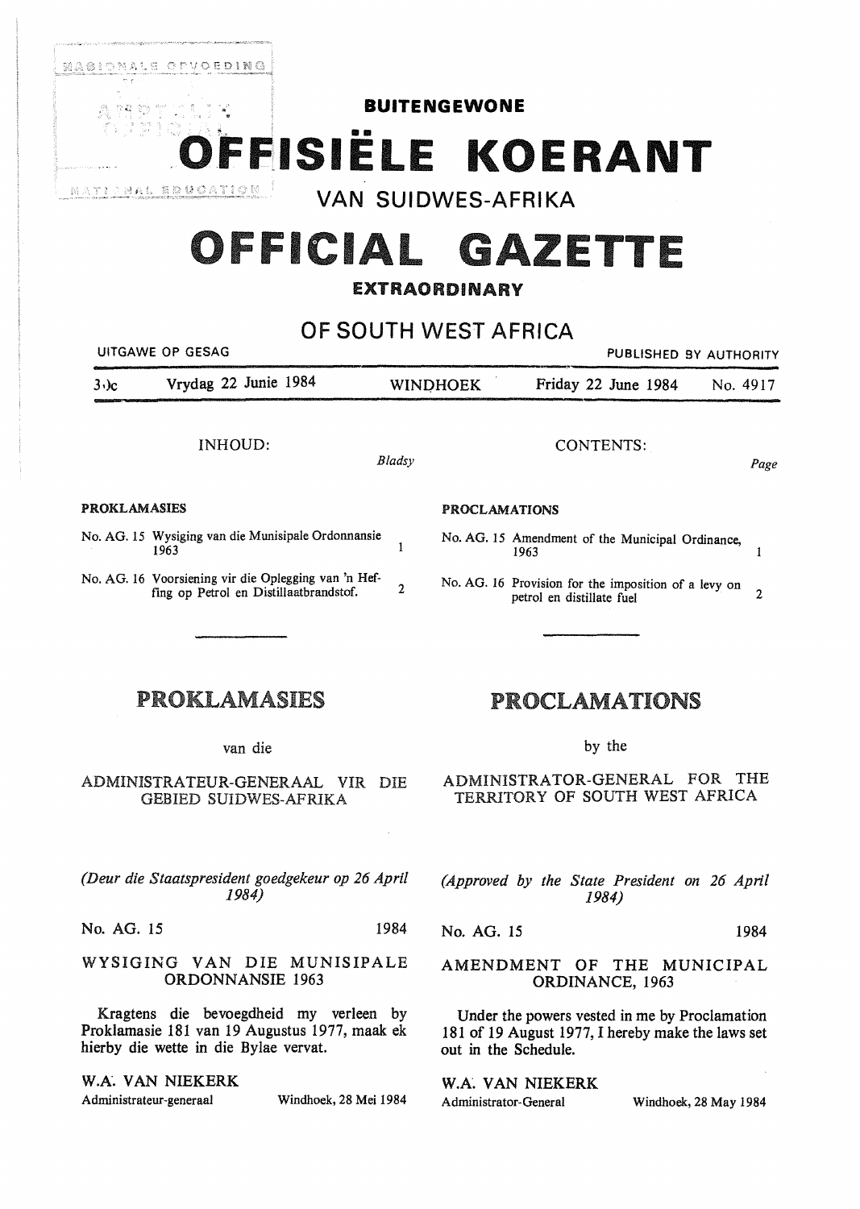# BUITENGEWONE

# OFFISIËLE KOERANT

## VAN SUIDWES-AFRIKA

# OFFICIAL GAZETTE

## EXTRAORDINARY

## OF SOUTH WEST AFRICA

UITGAWE OP GESAG — PUBLISHED BY AUTHORITY

30c — Vrydag 22 Junie 1984 — WINDHOEK — Friday 22 June 1984 — No. 4917

**INHOUD:**

| | | *Bladsy* |
|---|---|---|
| **PROKLAMASIES** | | |
| No. AG. 15 | Wysiging van die Munisipale Ordonnansie 1963 | 1 |
| No. AG. 16 | Voorsiening vir die Oplegging van 'n Heffing op Petrol en Distillaatbrandstof. | 2 |

**CONTENTS:**

| | | *Page* |
|---|---|---|
| **PROCLAMATIONS** | | |
| No. AG. 15 | Amendment of the Municipal Ordinance, 1963 | 1 |
| No. AG. 16 | Provision for the imposition of a levy on petrol en distillate fuel | 2 |

# PROKLAMASIES

van die

ADMINISTRATEUR-GENERAAL VIR DIE GEBIED SUIDWES-AFRIKA

*(Deur die Staatspresident goedgekeur op 26 April 1984)*

No. AG. 15 — 1984

## WYSIGING VAN DIE MUNISIPALE ORDONNANSIE 1963

Kragtens die bevoegdheid my verleen by Proklamasie 181 van 19 Augustus 1977, maak ek hierby die wette in die Bylae vervat.

W.A. VAN NIEKERK
Administrateur-generaal — Windhoek, 28 Mei 1984

# PROCLAMATIONS

by the

ADMINISTRATOR-GENERAL FOR THE TERRITORY OF SOUTH WEST AFRICA

*(Approved by the State President on 26 April 1984)*

No. AG. 15 — 1984

## AMENDMENT OF THE MUNICIPAL ORDINANCE, 1963

Under the powers vested in me by Proclamation 181 of 19 August 1977, I hereby make the laws set out in the Schedule.

W.A. VAN NIEKERK
Administrator-General — Windhoek, 28 May 1984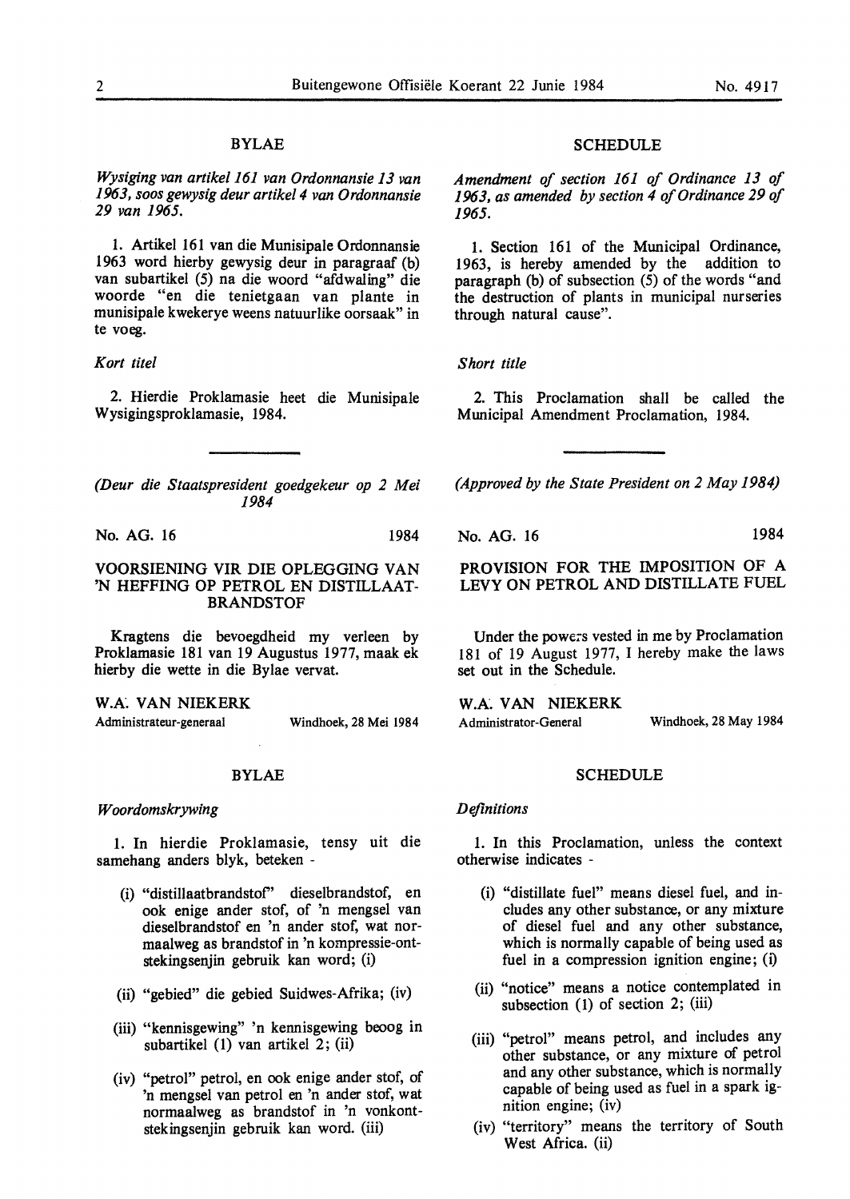## BYLAE

*Wysiging van artikel 161 van Ordonnansie 13 van 1963, soos gewysig deur artikel 4 van Ordonnansie 29 van 1965.*

1. Artikel 161 van die Munisipale Ordonnansie 1963 word hierby gewysig deur in paragraaf (b) van subartikel (5) na die woord "afdwaling" die woorde "en die tenietgaan van plante in munisipale kwekerye weens natuurlike oorsaak" in te voeg.

*Kort titel*

2. Hierdie Proklamasie heet die Munisipale Wysigingsproklamasie, 1984.

---

*(Deur die Staatspresident goedgekeur op 2 Mei 1984*

No. AG. 16 1984

### VOORSIENING VIR DIE OPLEGGING VAN 'N HEFFING OP PETROL EN DISTILLAAT-BRANDSTOF

Kragtens die bevoegdheid my verleen by Proklamasie 181 van 19 Augustus 1977, maak ek hierby die wette in die Bylae vervat.

W.A. VAN NIEKERK
Administrateur-generaal Windhoek, 28 Mei 1984

## BYLAE

*Woordomskrywing*

1. In hierdie Proklamasie, tensy uit die samehang anders blyk, beteken -

(i) "distillaatbrandstof" dieselbrandstof, en ook enige ander stof, of 'n mengsel van dieselbrandstof en 'n ander stof, wat normaalweg as brandstof in 'n kompressie-ontstekingsenjin gebruik kan word; (i)

(ii) "gebied" die gebied Suidwes-Afrika; (iv)

(iii) "kennisgewing" 'n kennisgewing beoog in subartikel (1) van artikel 2; (ii)

(iv) "petrol" petrol, en ook enige ander stof, of 'n mengsel van petrol en 'n ander stof, wat normaalweg as brandstof in 'n vonkontstekingsenjin gebruik kan word. (iii)

## SCHEDULE

*Amendment of section 161 of Ordinance 13 of 1963, as amended by section 4 of Ordinance 29 of 1965.*

1. Section 161 of the Municipal Ordinance, 1963, is hereby amended by the addition to paragraph (b) of subsection (5) of the words "and the destruction of plants in municipal nurseries through natural cause".

*Short title*

2. This Proclamation shall be called the Municipal Amendment Proclamation, 1984.

---

*(Approved by the State President on 2 May 1984)*

No. AG. 16 1984

### PROVISION FOR THE IMPOSITION OF A LEVY ON PETROL AND DISTILLATE FUEL

Under the powers vested in me by Proclamation 181 of 19 August 1977, I hereby make the laws set out in the Schedule.

W.A. VAN NIEKERK
Administrator-General Windhoek, 28 May 1984

## SCHEDULE

*Definitions*

1. In this Proclamation, unless the context otherwise indicates -

(i) "distillate fuel" means diesel fuel, and includes any other substance, or any mixture of diesel fuel and any other substance, which is normally capable of being used as fuel in a compression ignition engine; (i)

(ii) "notice" means a notice contemplated in subsection (1) of section 2; (iii)

(iii) "petrol" means petrol, and includes any other substance, or any mixture of petrol and any other substance, which is normally capable of being used as fuel in a spark ignition engine; (iv)

(iv) "territory" means the territory of South West Africa. (ii)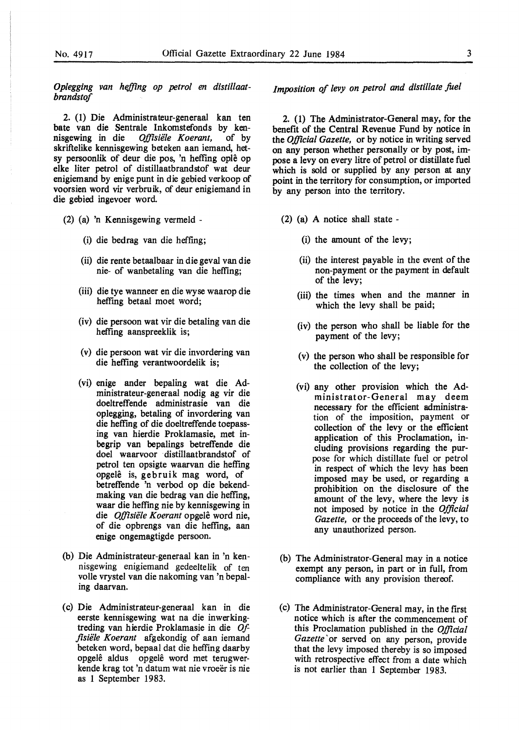*Oplegging van heffing op petrol en distillaatbrandstof*

2. (1) Die Administrateur-generaal kan ten bate van die Sentrale Inkomstefonds by kennisgewing in die *Offisiële Koerant,* of by skriftelike kennisgewing beteken aan iemand, hetsy persoonlik of deur die pos, 'n heffing oplê op elke liter petrol of distillaatbrandstof wat deur enigiemand by enige punt in die gebied verkoop of voorsien word vir verbruik, of deur enigiemand in die gebied ingevoer word.

(2) (a) 'n Kennisgewing vermeld -

(i) die bedrag van die heffing;

(ii) die rente betaalbaar in die geval van die nie- of wanbetaling van die heffing;

(iii) die tye wanneer en die wyse waarop die heffing betaal moet word;

(iv) die persoon wat vir die betaling van die heffing aanspreeklik is;

(v) die persoon wat vir die invordering van die heffing verantwoordelik is;

(vi) enige ander bepaling wat die Administrateur-generaal nodig ag vir die doeltreffende administrasie van die oplegging, betaling of invordering van die heffing of die doeltreffende toepassing van hierdie Proklamasie, met inbegrip van bepalings betreffende die doel waarvoor distillaatbrandstof of petrol ten opsigte waarvan die heffing opgelê is, gebruik mag word, of betreffende 'n verbod op die bekendmaking van die bedrag van die heffing, waar die heffing nie by kennisgewing in die *Offisiële Koerant* opgelê word nie, of die opbrengs van die heffing, aan enige ongemagtigde persoon.

(b) Die Administrateur-generaal kan in 'n kennisgewing enigiemand gedeeltelik of ten volle vrystel van die nakoming van 'n bepaling daarvan.

(c) Die Administrateur-generaal kan in die eerste kennisgewing wat na die inwerkingtreding van hierdie Proklamasie in die *Offisiële Koerant* afgekondig of aan iemand beteken word, bepaal dat die heffing daarby opgelê aldus opgelê word met terugwerkende krag tot 'n datum wat nie vroeër is nie as 1 September 1983.

*Imposition of levy on petrol and distillate fuel*

2. (1) The Administrator-General may, for the benefit of the Central Revenue Fund by notice in the *Official Gazette,* or by notice in writing served on any person whether personally or by post, impose a levy on every litre of petrol or distillate fuel which is sold or supplied by any person at any point in the territory for consumption, or imported by any person into the territory.

(2) (a) A notice shall state -

(i) the amount of the levy;

(ii) the interest payable in the event of the non-payment or the payment in default of the levy;

(iii) the times when and the manner in which the levy shall be paid;

(iv) the person who shall be liable for the payment of the levy;

(v) the person who shall be responsible for the collection of the levy;

(vi) any other provision which the Administrator-General may deem necessary for the efficient administration of the imposition, payment or collection of the levy or the efficient application of this Proclamation, including provisions regarding the purpose for which distillate fuel or petrol in respect of which the levy has been imposed may be used, or regarding a prohibition on the disclosure of the amount of the levy, where the levy is not imposed by notice in the *Official Gazette,* or the proceeds of the levy, to any unauthorized person.

(b) The Administrator-General may in a notice exempt any person, in part or in full, from compliance with any provision thereof.

(c) The Administrator-General may, in the first notice which is after the commencement of this Proclamation published in the *Official Gazette* or served on any person, provide that the levy imposed thereby is so imposed with retrospective effect from a date which is not earlier than 1 September 1983.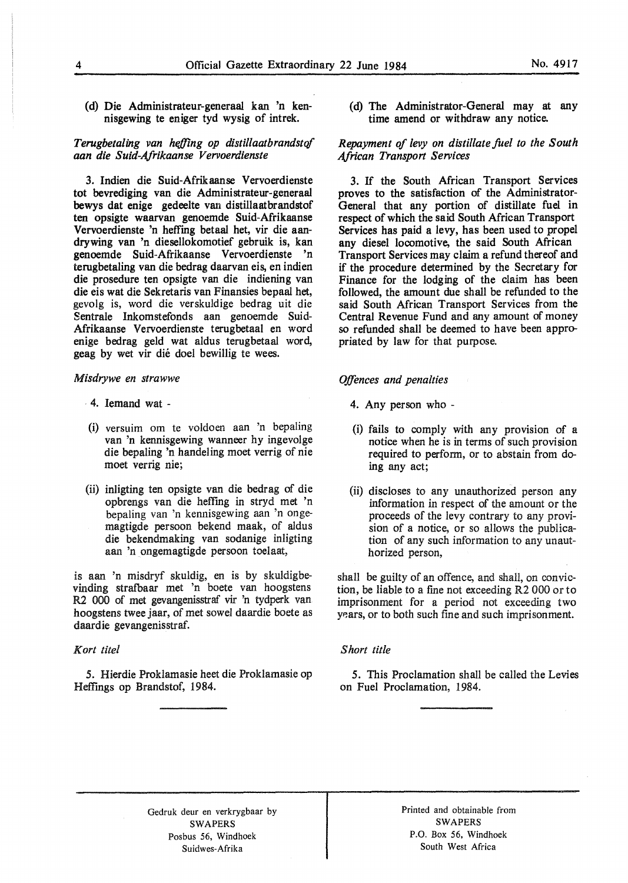(d) Die Administrateur-generaal kan 'n kennisgewing te eniger tyd wysig of intrek.

*Terugbetaling van heffing op distillaatbrandstof aan die Suid-Afrikaanse Vervoerdienste*

3. Indien die Suid-Afrikaanse Vervoerdienste tot bevrediging van die Administrateur-generaal bewys dat enige gedeelte van distillaatbrandstof ten opsigte waarvan genoemde Suid-Afrikaanse Vervoerdienste 'n heffing betaal het, vir die aandrywing van 'n diesellokomotief gebruik is, kan genoemde Suid-Afrikaanse Vervoerdienste 'n terugbetaling van die bedrag daarvan eis, en indien die prosedure ten opsigte van die indiening van die eis wat die Sekretaris van Finansies bepaal het, gevolg is, word die verskuldige bedrag uit die Sentrale Inkomstefonds aan genoemde Suid-Afrikaanse Vervoerdienste terugbetaal en word enige bedrag geld wat aldus terugbetaal word, geag by wet vir dié doel bewillig te wees.

*Misdrywe en strawwe*

4. Iemand wat -

(i) versuim om te voldoen aan 'n bepaling van 'n kennisgewing wanneer hy ingevolge die bepaling 'n handeling moet verrig of nie moet verrig nie;

(ii) inligting ten opsigte van die bedrag of die opbrengs van die heffing in stryd met 'n bepaling van 'n kennisgewing aan 'n ongemagtigde persoon bekend maak, of aldus die bekendmaking van sodanige inligting aan 'n ongemagtigde persoon toelaat,

is aan 'n misdryf skuldig, en is by skuldigbevinding strafbaar met 'n boete van hoogstens R2 000 of met gevangenisstraf vir 'n tydperk van hoogstens twee jaar, of met sowel daardie boete as daardie gevangenisstraf.

*Kort titel*

5. Hierdie Proklamasie heet die Proklamasie op Heffings op Brandstof, 1984.

(d) The Administrator-General may at any time amend or withdraw any notice.

*Repayment of levy on distillate fuel to the South African Transport Services*

3. If the South African Transport Services proves to the satisfaction of the Administrator-General that any portion of distillate fuel in respect of which the said South African Transport Services has paid a levy, has been used to propel any diesel locomotive, the said South African Transport Services may claim a refund thereof and if the procedure determined by the Secretary for Finance for the lodging of the claim has been followed, the amount due shall be refunded to the said South African Transport Services from the Central Revenue Fund and any amount of money so refunded shall be deemed to have been appropriated by law for that purpose.

*Offences and penalties*

4. Any person who -

(i) fails to comply with any provision of a notice when he is in terms of such provision required to perform, or to abstain from doing any act;

(ii) discloses to any unauthorized person any information in respect of the amount or the proceeds of the levy contrary to any provision of a notice, or so allows the publication of any such information to any unauthorized person,

shall be guilty of an offence, and shall, on conviction, be liable to a fine not exceeding R2 000 or to imprisonment for a period not exceeding two years, or to both such fine and such imprisonment.

*Short title*

5. This Proclamation shall be called the Levies on Fuel Proclamation, 1984.

Gedruk deur en verkrygbaar by
SWAPERS
Posbus 56, Windhoek
Suidwes-Afrika

Printed and obtainable from
SWAPERS
P.O. Box 56, Windhoek
South West Africa